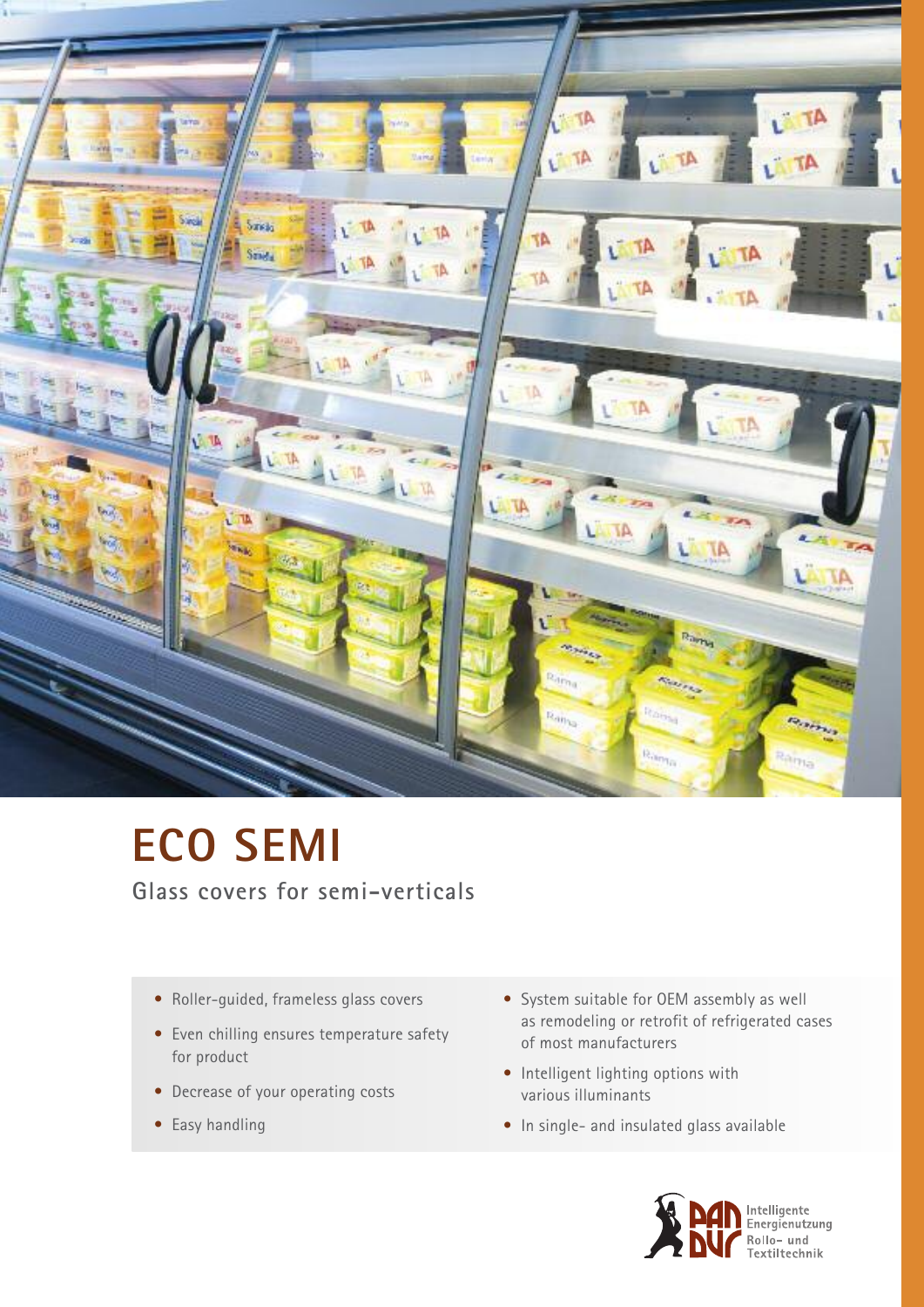# ECO SEMI

## Glass covers for semi-verticals

- Roller-guided, frameless glass covers
- Even chilling ensures temperature safety for product
- Decrease of your operating costs
- Easy handling
- System suitable for OEM assembly as well as remodeling or retrofit of refrigerated cases of most manufacturers
- Intelligent lighting options with various illuminants
- In single- and insulated glass available

Intelligente Energienutzung
Rollo- und Textiltechnik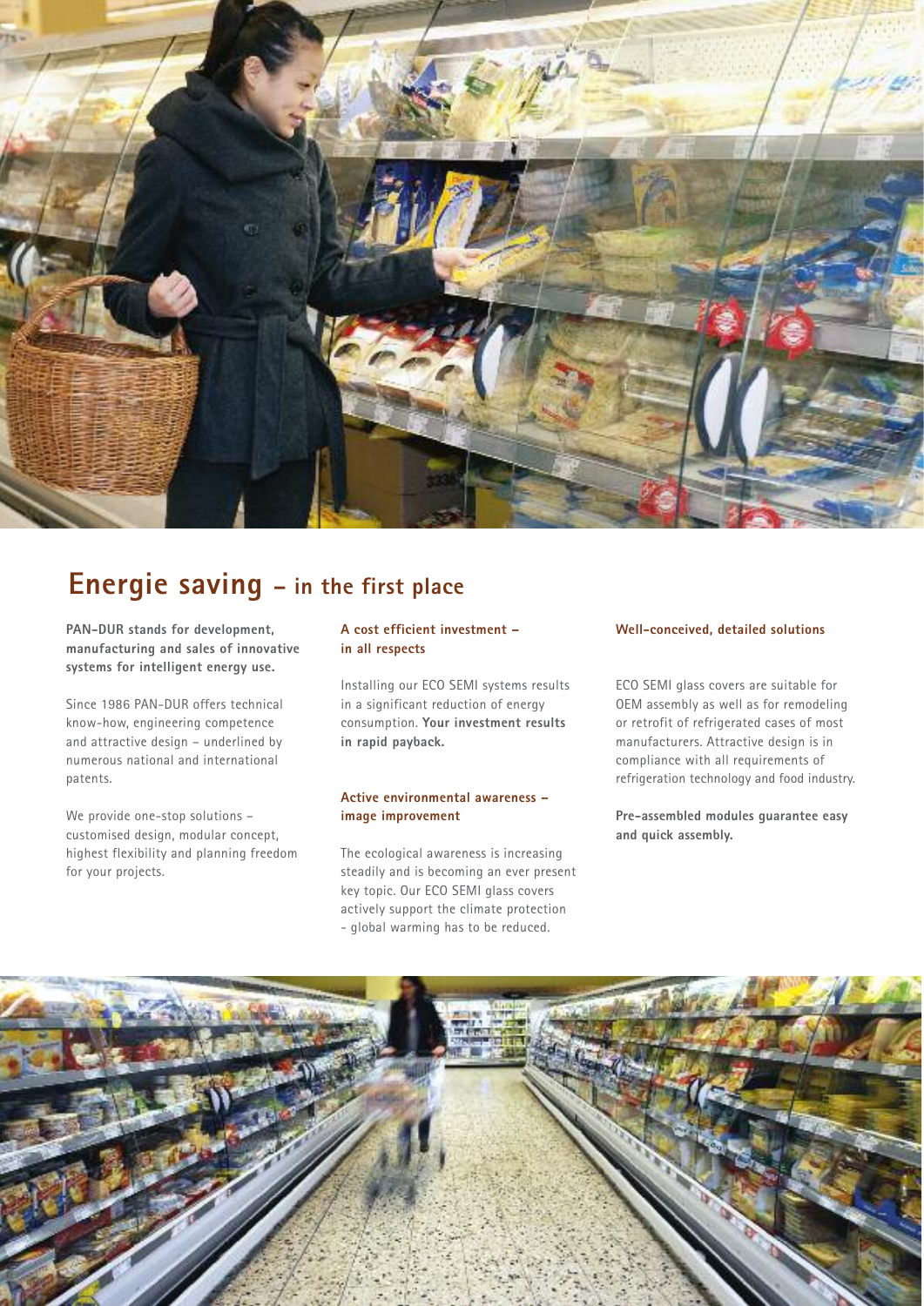# Energie saving – in the first place

**PAN-DUR stands for development, manufacturing and sales of innovative systems for intelligent energy use.**

Since 1986 PAN-DUR offers technical know-how, engineering competence and attractive design – underlined by numerous national and international patents.

We provide one-stop solutions – customised design, modular concept, highest flexibility and planning freedom for your projects.

### A cost efficient investment – in all respects

Installing our ECO SEMI systems results in a significant reduction of energy consumption. **Your investment results in rapid payback.**

### Active environmental awareness – image improvement

The ecological awareness is increasing steadily and is becoming an ever present key topic. Our ECO SEMI glass covers actively support the climate protection - global warming has to be reduced.

### Well-conceived, detailed solutions

ECO SEMI glass covers are suitable for OEM assembly as well as for remodeling or retrofit of refrigerated cases of most manufacturers. Attractive design is in compliance with all requirements of refrigeration technology and food industry.

**Pre-assembled modules guarantee easy and quick assembly.**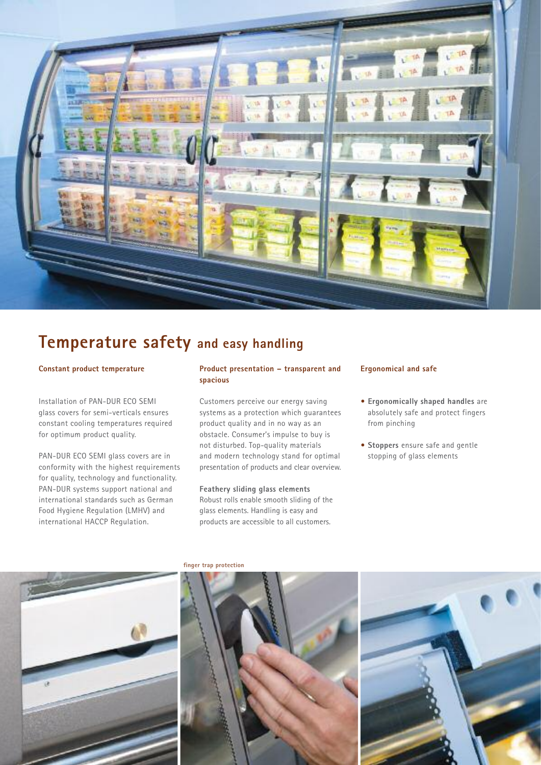# Temperature safety and easy handling

### Constant product temperature

Installation of PAN-DUR ECO SEMI glass covers for semi-verticals ensures constant cooling temperatures required for optimum product quality.

PAN-DUR ECO SEMI glass covers are in conformity with the highest requirements for quality, technology and functionality. PAN-DUR systems support national and international standards such as German Food Hygiene Regulation (LMHV) and international HACCP Regulation.

### Product presentation – transparent and spacious

Customers perceive our energy saving systems as a protection which guarantees product quality and in no way as an obstacle. Consumer's impulse to buy is not disturbed. Top-quality materials and modern technology stand for optimal presentation of products and clear overview.

**Feathery sliding glass elements**
Robust rolls enable smooth sliding of the glass elements. Handling is easy and products are accessible to all customers.

### Ergonomical and safe

- **Ergonomically shaped handles** are absolutely safe and protect fingers from pinching
- **Stoppers** ensure safe and gentle stopping of glass elements

finger trap protection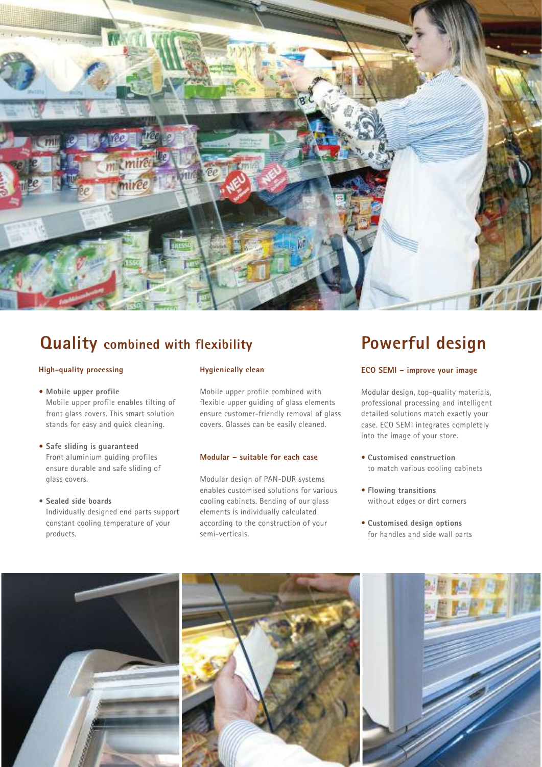## Quality combined with flexibility

### High-quality processing

- **Mobile upper profile**
  Mobile upper profile enables tilting of front glass covers. This smart solution stands for easy and quick cleaning.

- **Safe sliding is guaranteed**
  Front aluminium guiding profiles ensure durable and safe sliding of glass covers.

- **Sealed side boards**
  Individually designed end parts support constant cooling temperature of your products.

### Hygienically clean

Mobile upper profile combined with flexible upper guiding of glass elements ensure customer-friendly removal of glass covers. Glasses can be easily cleaned.

### Modular – suitable for each case

Modular design of PAN-DUR systems enables customised solutions for various cooling cabinets. Bending of our glass elements is individually calculated according to the construction of your semi-verticals.

## Powerful design

### ECO SEMI – improve your image

Modular design, top-quality materials, professional processing and intelligent detailed solutions match exactly your case. ECO SEMI integrates completely into the image of your store.

- **Customised construction**
  to match various cooling cabinets

- **Flowing transitions**
  without edges or dirt corners

- **Customised design options**
  for handles and side wall parts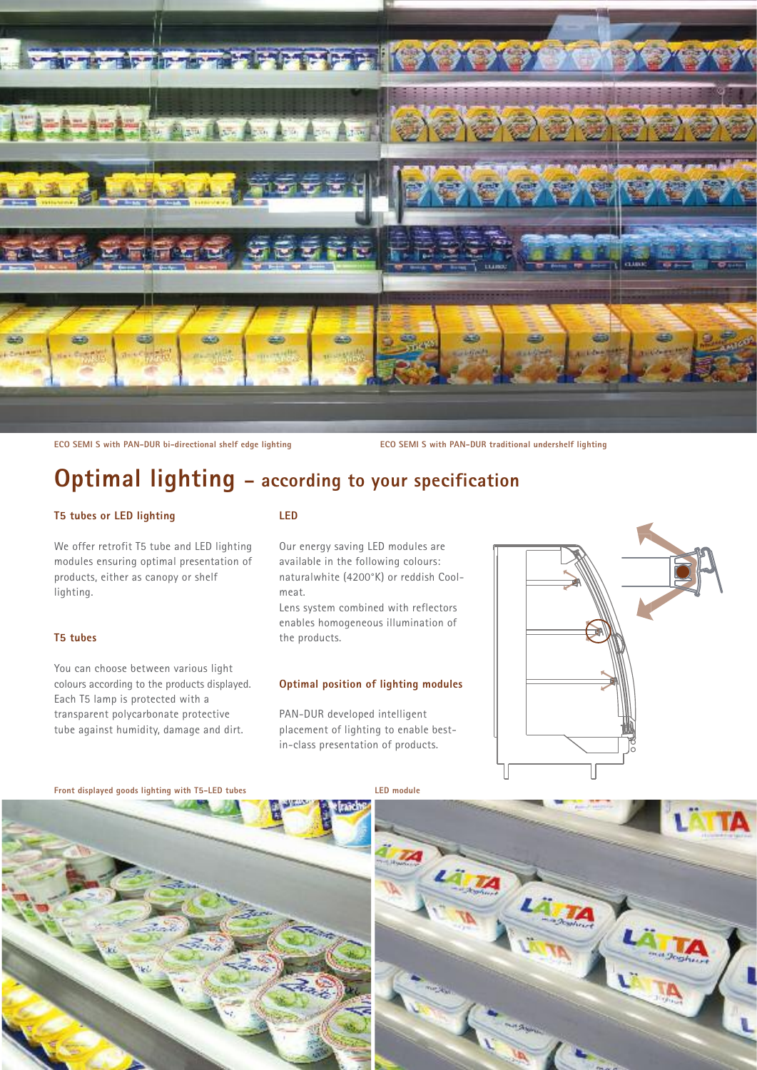ECO SEMI S with PAN-DUR bi-directional shelf edge lighting

ECO SEMI S with PAN-DUR traditional undershelf lighting

# Optimal lighting – according to your specification

### T5 tubes or LED lighting

We offer retrofit T5 tube and LED lighting modules ensuring optimal presentation of products, either as canopy or shelf lighting.

### T5 tubes

You can choose between various light colours according to the products displayed. Each T5 lamp is protected with a transparent polycarbonate protective tube against humidity, damage and dirt.

### LED

Our energy saving LED modules are available in the following colours: naturalwhite (4200°K) or reddish Coolmeat.

Lens system combined with reflectors enables homogeneous illumination of the products.

### Optimal position of lighting modules

PAN-DUR developed intelligent placement of lighting to enable best-in-class presentation of products.

Front displayed goods lighting with T5-LED tubes

LED module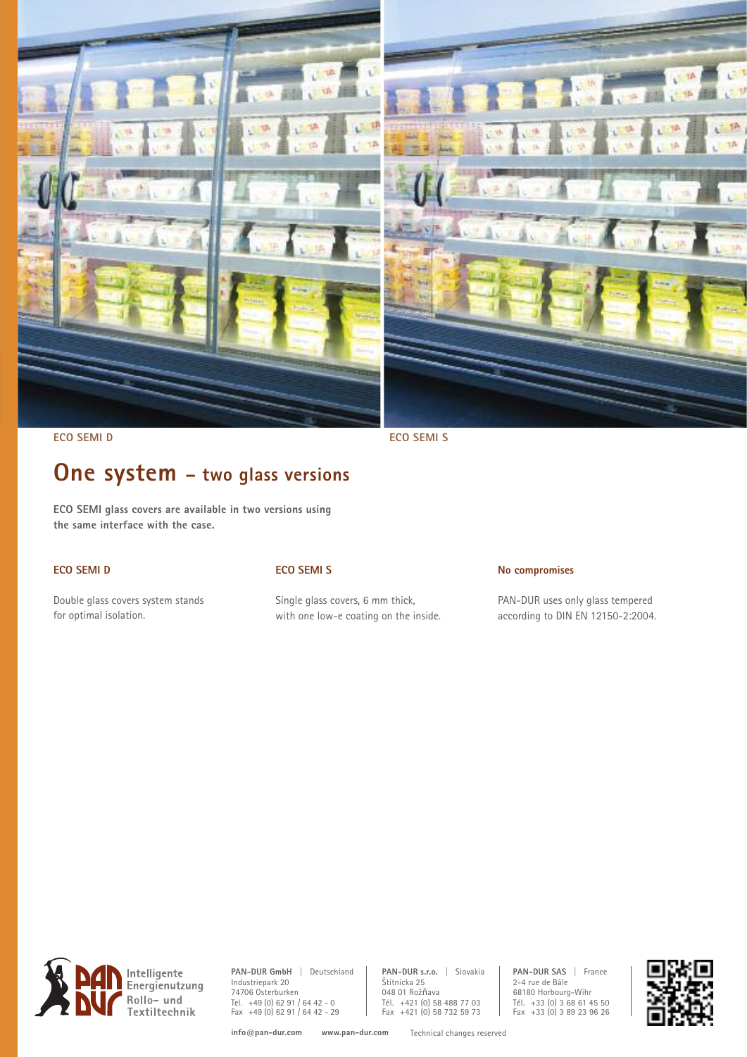ECO SEMI D

ECO SEMI S

# One system – two glass versions

**ECO SEMI glass covers are available in two versions using the same interface with the case.**

### ECO SEMI D

Double glass covers system stands for optimal isolation.

### ECO SEMI S

Single glass covers, 6 mm thick, with one low-e coating on the inside.

### No compromises

PAN-DUR uses only glass tempered according to DIN EN 12150-2:2004.

Intelligente Energienutzung Rollo- und Textiltechnik

**PAN-DUR GmbH** | Deutschland
Industriepark 20
74706 Osterburken
Tel. +49 (0) 62 91 / 64 42 - 0
Fax +49 (0) 62 91 / 64 42 - 29

**PAN-DUR s.r.o.** | Slovakia
Štítnicka 25
048 01 Rožňava
Tél. +421 (0) 58 488 77 03
Fax +421 (0) 58 732 59 73

**PAN-DUR SAS** | France
2-4 rue de Bâle
68180 Horbourg-Wihr
Tél. +33 (0) 3 68 61 45 50
Fax +33 (0) 3 89 23 96 26

**info@pan-dur.com** **www.pan-dur.com** Technical changes reserved